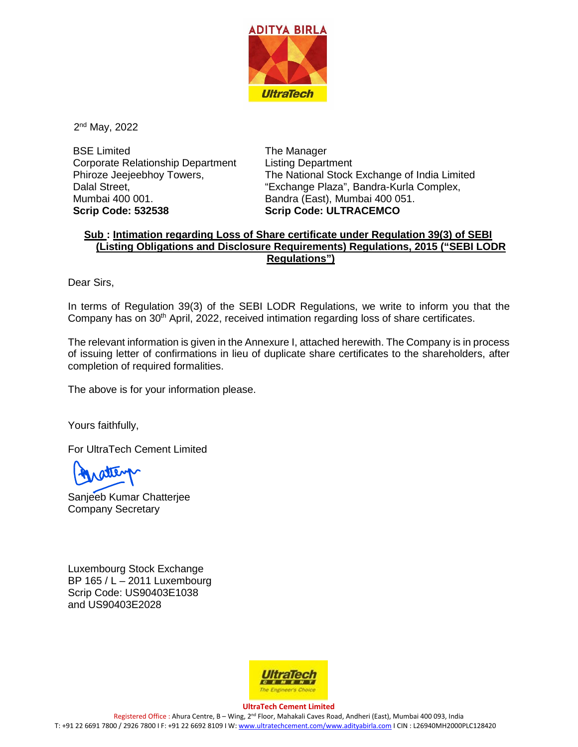2nd May, 2022

BSE Limited
Corporate Relationship Department
Phiroze Jeejeebhoy Towers,
Dalal Street,
Mumbai 400 001.
**Scrip Code: 532538**

The Manager
Listing Department
The National Stock Exchange of India Limited
"Exchange Plaza", Bandra-Kurla Complex,
Bandra (East), Mumbai 400 051.
**Scrip Code: ULTRACEMCO**

**Sub : Intimation regarding Loss of Share certificate under Regulation 39(3) of SEBI (Listing Obligations and Disclosure Requirements) Regulations, 2015 ("SEBI LODR Regulations")**

Dear Sirs,

In terms of Regulation 39(3) of the SEBI LODR Regulations, we write to inform you that the Company has on 30th April, 2022, received intimation regarding loss of share certificates.

The relevant information is given in the Annexure I, attached herewith. The Company is in process of issuing letter of confirmations in lieu of duplicate share certificates to the shareholders, after completion of required formalities.

The above is for your information please.

Yours faithfully,

For UltraTech Cement Limited

Sanjeeb Kumar Chatterjee
Company Secretary

Luxembourg Stock Exchange
BP 165 / L – 2011 Luxembourg
Scrip Code: US90403E1038
and US90403E2028

**UltraTech Cement Limited**
Registered Office : Ahura Centre, B – Wing, 2nd Floor, Mahakali Caves Road, Andheri (East), Mumbai 400 093, India
T: +91 22 6691 7800 / 2926 7800 I F: +91 22 6692 8109 I W: www.ultratechcement.com/www.adityabirla.com I CIN : L26940MH2000PLC128420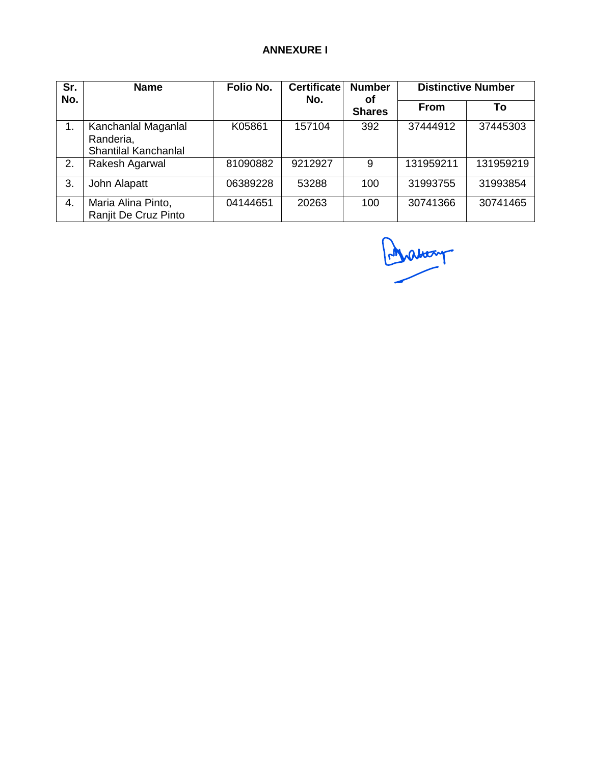# ANNEXURE I

| Sr. No. | Name | Folio No. | Certificate No. | Number of Shares | Distinctive Number | |
|---|---|---|---|---|---|---|
| | | | | | From | To |
| 1. | Kanchanlal Maganlal Randeria, Shantilal Kanchanlal | K05861 | 157104 | 392 | 37444912 | 37445303 |
| 2. | Rakesh Agarwal | 81090882 | 9212927 | 9 | 131959211 | 131959219 |
| 3. | John Alapatt | 06389228 | 53288 | 100 | 31993755 | 31993854 |
| 4. | Maria Alina Pinto, Ranjit De Cruz Pinto | 04144651 | 20263 | 100 | 30741366 | 30741465 |